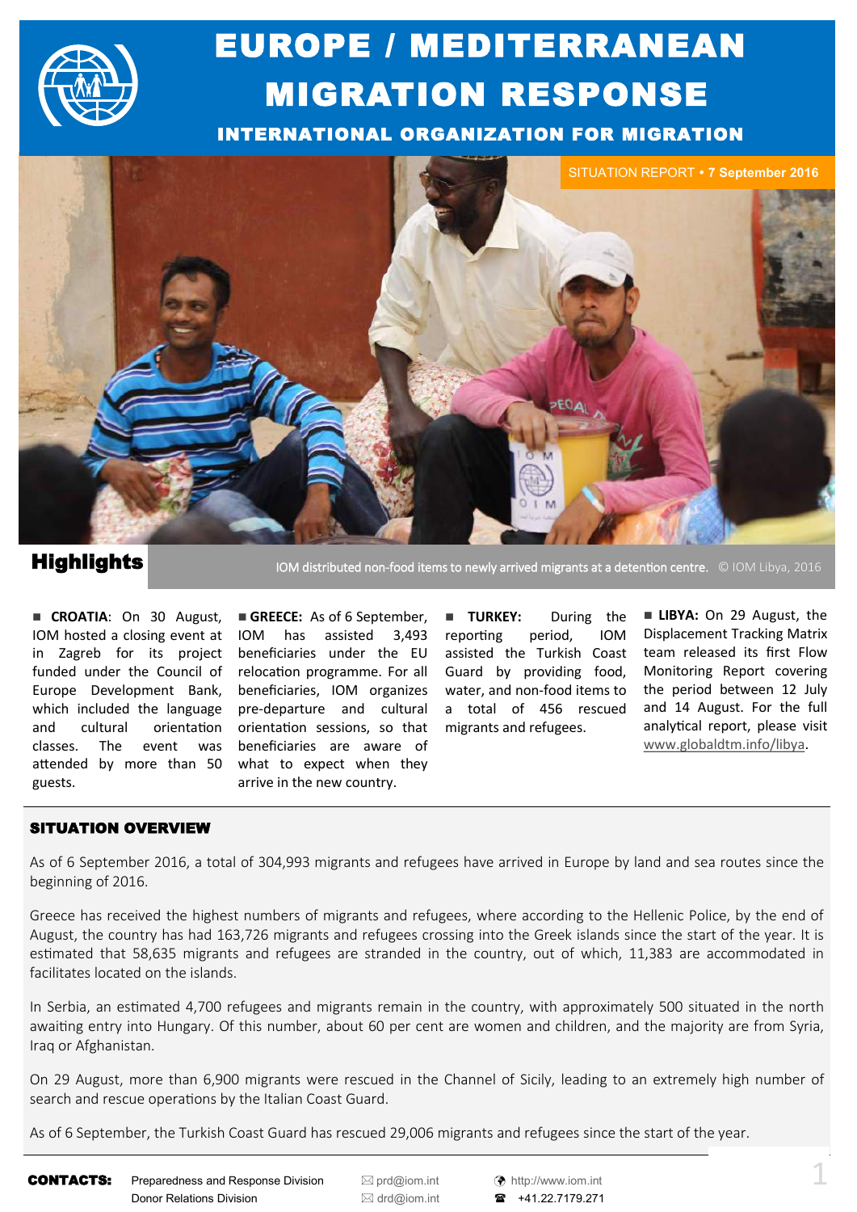# EUROPE / MEDITERRANEAN MIGRATION RESPONSE

## INTERNATIONAL ORGANIZATION FOR MIGRATION

SITUATION REPORT • 7 September 2016

IOM distributed non-food items to newly arrived migrants at a detention centre. © IOM Libya, 2016

## Highlights

■ **CROATIA**: On 30 August, IOM hosted a closing event at in Zagreb for its project funded under the Council of Europe Development Bank, which included the language and cultural orientation classes. The event was attended by more than 50 guests.

■ **GREECE:** As of 6 September, IOM has assisted 3,493 beneficiaries under the EU relocation programme. For all beneficiaries, IOM organizes pre-departure and cultural orientation sessions, so that beneficiaries are aware of what to expect when they arrive in the new country.

■ **TURKEY:** During the reporting period, IOM assisted the Turkish Coast Guard by providing food, water, and non-food items to a total of 456 rescued migrants and refugees.

■ **LIBYA:** On 29 August, the Displacement Tracking Matrix team released its first Flow Monitoring Report covering the period between 12 July and 14 August. For the full analytical report, please visit www.globaldtm.info/libya.

## SITUATION OVERVIEW

As of 6 September 2016, a total of 304,993 migrants and refugees have arrived in Europe by land and sea routes since the beginning of 2016.

Greece has received the highest numbers of migrants and refugees, where according to the Hellenic Police, by the end of August, the country has had 163,726 migrants and refugees crossing into the Greek islands since the start of the year. It is estimated that 58,635 migrants and refugees are stranded in the country, out of which, 11,383 are accommodated in facilitates located on the islands.

In Serbia, an estimated 4,700 refugees and migrants remain in the country, with approximately 500 situated in the north awaiting entry into Hungary. Of this number, about 60 per cent are women and children, and the majority are from Syria, Iraq or Afghanistan.

On 29 August, more than 6,900 migrants were rescued in the Channel of Sicily, leading to an extremely high number of search and rescue operations by the Italian Coast Guard.

As of 6 September, the Turkish Coast Guard has rescued 29,006 migrants and refugees since the start of the year.

**CONTACTS:** Preparedness and Response Division — prd@iom.int — http://www.iom.int
Donor Relations Division — drd@iom.int — +41.22.7179.271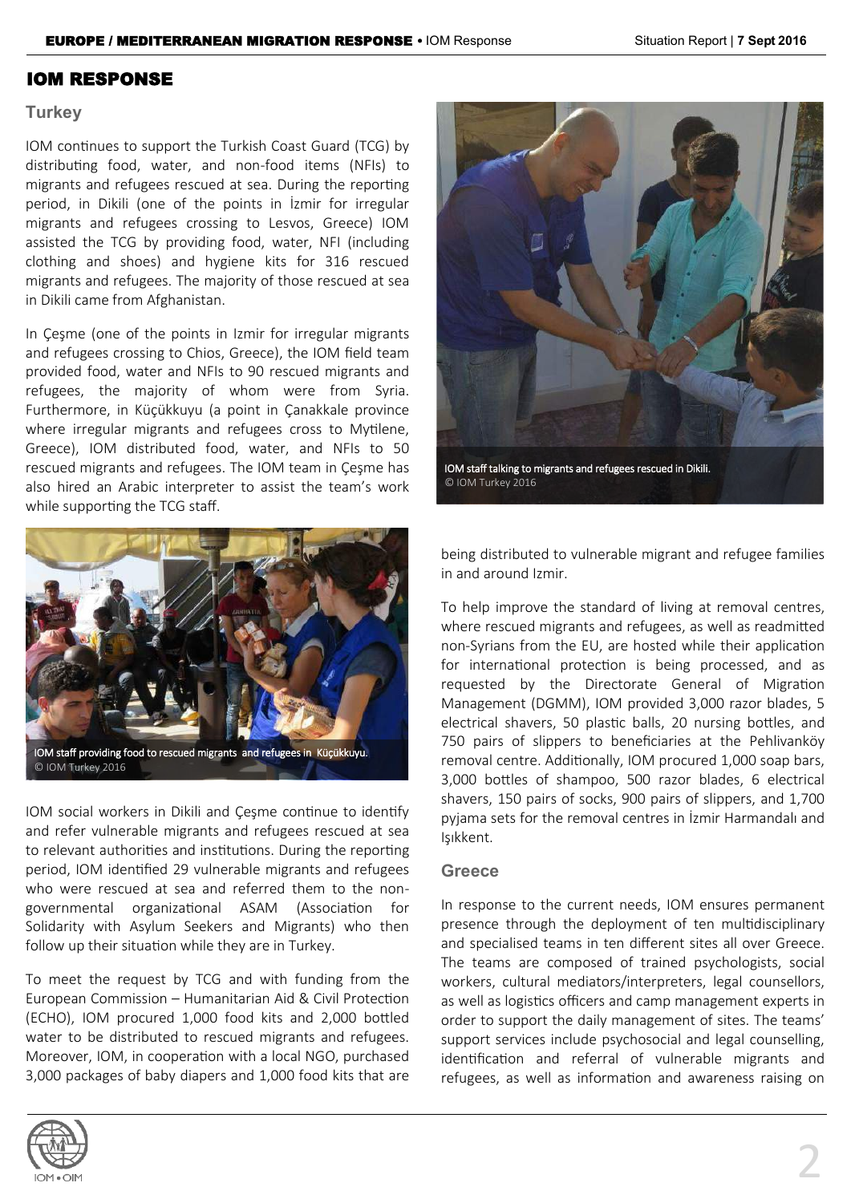## IOM RESPONSE

### Turkey

IOM continues to support the Turkish Coast Guard (TCG) by distributing food, water, and non-food items (NFIs) to migrants and refugees rescued at sea. During the reporting period, in Dikili (one of the points in İzmir for irregular migrants and refugees crossing to Lesvos, Greece) IOM assisted the TCG by providing food, water, NFI (including clothing and shoes) and hygiene kits for 316 rescued migrants and refugees. The majority of those rescued at sea in Dikili came from Afghanistan.

In Çeşme (one of the points in Izmir for irregular migrants and refugees crossing to Chios, Greece), the IOM field team provided food, water and NFIs to 90 rescued migrants and refugees, the majority of whom were from Syria. Furthermore, in Küçükkuyu (a point in Çanakkale province where irregular migrants and refugees cross to Mytilene, Greece), IOM distributed food, water, and NFIs to 50 rescued migrants and refugees. The IOM team in Çeşme has also hired an Arabic interpreter to assist the team's work while supporting the TCG staff.

IOM staff providing food to rescued migrants and refugees in Küçükkuyu. © IOM Turkey 2016

IOM social workers in Dikili and Çeşme continue to identify and refer vulnerable migrants and refugees rescued at sea to relevant authorities and institutions. During the reporting period, IOM identified 29 vulnerable migrants and refugees who were rescued at sea and referred them to the non-governmental organizational ASAM (Association for Solidarity with Asylum Seekers and Migrants) who then follow up their situation while they are in Turkey.

To meet the request by TCG and with funding from the European Commission – Humanitarian Aid & Civil Protection (ECHO), IOM procured 1,000 food kits and 2,000 bottled water to be distributed to rescued migrants and refugees. Moreover, IOM, in cooperation with a local NGO, purchased 3,000 packages of baby diapers and 1,000 food kits that are being distributed to vulnerable migrant and refugee families in and around Izmir.

IOM staff talking to migrants and refugees rescued in Dikili. © IOM Turkey 2016

To help improve the standard of living at removal centres, where rescued migrants and refugees, as well as readmitted non-Syrians from the EU, are hosted while their application for international protection is being processed, and as requested by the Directorate General of Migration Management (DGMM), IOM provided 3,000 razor blades, 5 electrical shavers, 50 plastic balls, 20 nursing bottles, and 750 pairs of slippers to beneficiaries at the Pehlivanköy removal centre. Additionally, IOM procured 1,000 soap bars, 3,000 bottles of shampoo, 500 razor blades, 6 electrical shavers, 150 pairs of socks, 900 pairs of slippers, and 1,700 pyjama sets for the removal centres in İzmir Harmandalı and Işıkkent.

### Greece

In response to the current needs, IOM ensures permanent presence through the deployment of ten multidisciplinary and specialised teams in ten different sites all over Greece. The teams are composed of trained psychologists, social workers, cultural mediators/interpreters, legal counsellors, as well as logistics officers and camp management experts in order to support the daily management of sites. The teams' support services include psychosocial and legal counselling, identification and referral of vulnerable migrants and refugees, as well as information and awareness raising on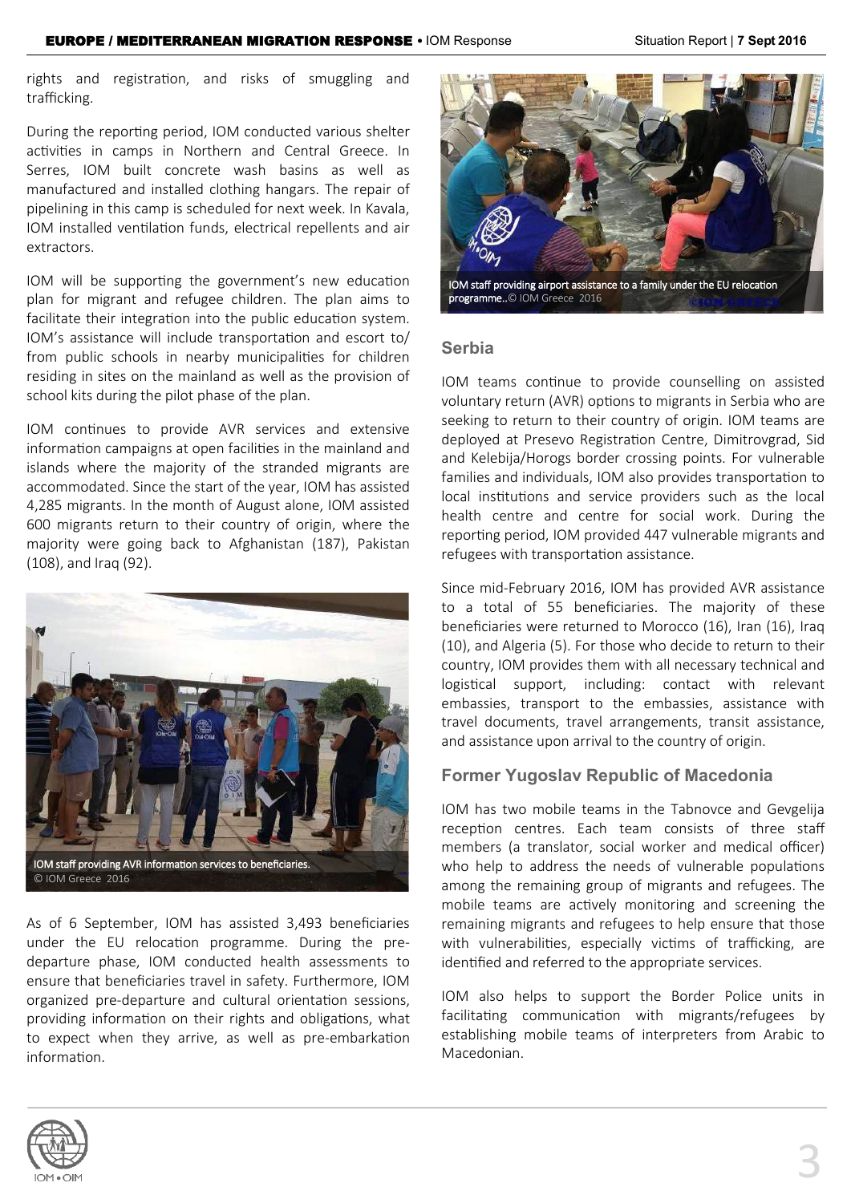rights and registration, and risks of smuggling and trafficking.

During the reporting period, IOM conducted various shelter activities in camps in Northern and Central Greece. In Serres, IOM built concrete wash basins as well as manufactured and installed clothing hangars. The repair of pipelining in this camp is scheduled for next week. In Kavala, IOM installed ventilation funds, electrical repellents and air extractors.

IOM will be supporting the government's new education plan for migrant and refugee children. The plan aims to facilitate their integration into the public education system. IOM's assistance will include transportation and escort to/ from public schools in nearby municipalities for children residing in sites on the mainland as well as the provision of school kits during the pilot phase of the plan.

IOM continues to provide AVR services and extensive information campaigns at open facilities in the mainland and islands where the majority of the stranded migrants are accommodated. Since the start of the year, IOM has assisted 4,285 migrants. In the month of August alone, IOM assisted 600 migrants return to their country of origin, where the majority were going back to Afghanistan (187), Pakistan (108), and Iraq (92).

IOM staff providing AVR information services to beneficiaries. © IOM Greece 2016

As of 6 September, IOM has assisted 3,493 beneficiaries under the EU relocation programme. During the pre-departure phase, IOM conducted health assessments to ensure that beneficiaries travel in safety. Furthermore, IOM organized pre-departure and cultural orientation sessions, providing information on their rights and obligations, what to expect when they arrive, as well as pre-embarkation information.

IOM staff providing airport assistance to a family under the EU relocation programme.. © IOM Greece 2016

## Serbia

IOM teams continue to provide counselling on assisted voluntary return (AVR) options to migrants in Serbia who are seeking to return to their country of origin. IOM teams are deployed at Presevo Registration Centre, Dimitrovgrad, Sid and Kelebija/Horogs border crossing points. For vulnerable families and individuals, IOM also provides transportation to local institutions and service providers such as the local health centre and centre for social work. During the reporting period, IOM provided 447 vulnerable migrants and refugees with transportation assistance.

Since mid-February 2016, IOM has provided AVR assistance to a total of 55 beneficiaries. The majority of these beneficiaries were returned to Morocco (16), Iran (16), Iraq (10), and Algeria (5). For those who decide to return to their country, IOM provides them with all necessary technical and logistical support, including: contact with relevant embassies, transport to the embassies, assistance with travel documents, travel arrangements, transit assistance, and assistance upon arrival to the country of origin.

## Former Yugoslav Republic of Macedonia

IOM has two mobile teams in the Tabnovce and Gevgelija reception centres. Each team consists of three staff members (a translator, social worker and medical officer) who help to address the needs of vulnerable populations among the remaining group of migrants and refugees. The mobile teams are actively monitoring and screening the remaining migrants and refugees to help ensure that those with vulnerabilities, especially victims of trafficking, are identified and referred to the appropriate services.

IOM also helps to support the Border Police units in facilitating communication with migrants/refugees by establishing mobile teams of interpreters from Arabic to Macedonian.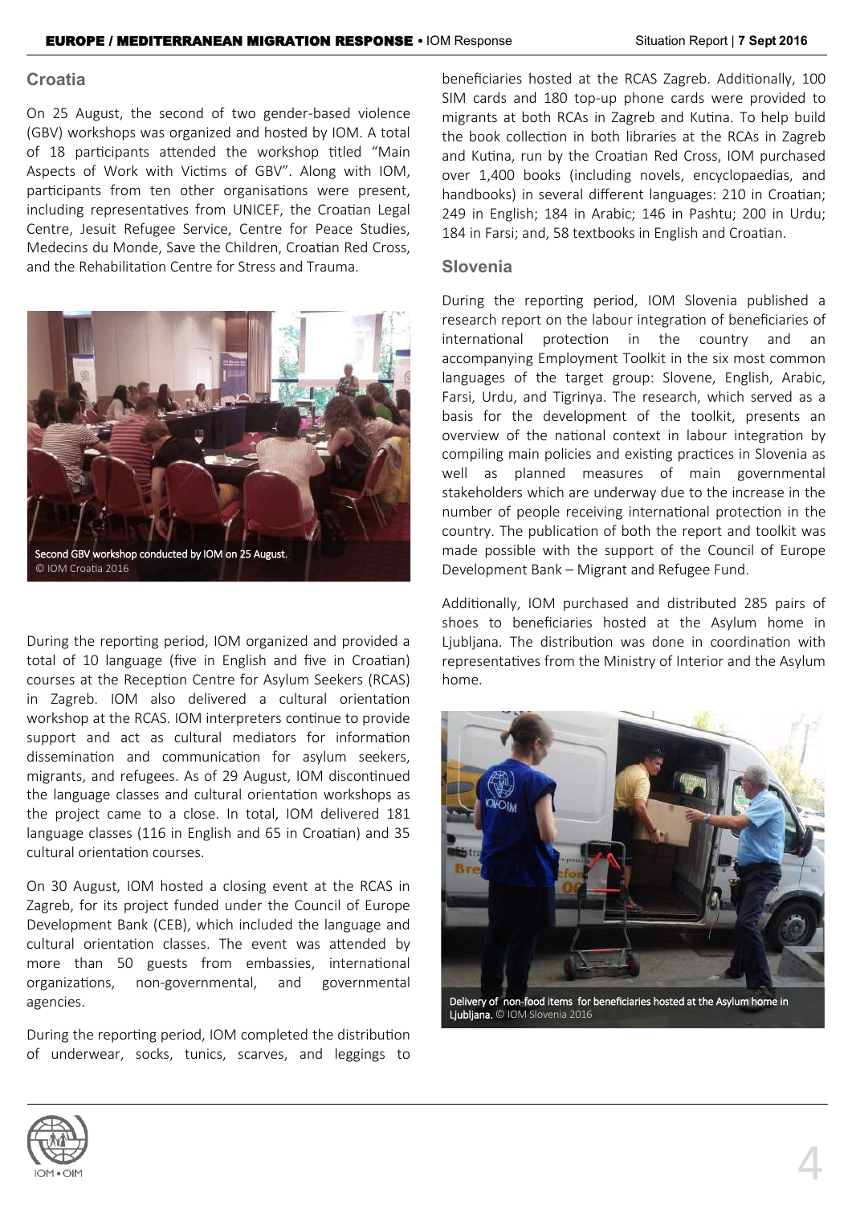## Croatia

On 25 August, the second of two gender-based violence (GBV) workshops was organized and hosted by IOM. A total of 18 participants attended the workshop titled "Main Aspects of Work with Victims of GBV". Along with IOM, participants from ten other organisations were present, including representatives from UNICEF, the Croatian Legal Centre, Jesuit Refugee Service, Centre for Peace Studies, Medecins du Monde, Save the Children, Croatian Red Cross, and the Rehabilitation Centre for Stress and Trauma.

Second GBV workshop conducted by IOM on 25 August. © IOM Croatia 2016

During the reporting period, IOM organized and provided a total of 10 language (five in English and five in Croatian) courses at the Reception Centre for Asylum Seekers (RCAS) in Zagreb. IOM also delivered a cultural orientation workshop at the RCAS. IOM interpreters continue to provide support and act as cultural mediators for information dissemination and communication for asylum seekers, migrants, and refugees. As of 29 August, IOM discontinued the language classes and cultural orientation workshops as the project came to a close. In total, IOM delivered 181 language classes (116 in English and 65 in Croatian) and 35 cultural orientation courses.

On 30 August, IOM hosted a closing event at the RCAS in Zagreb, for its project funded under the Council of Europe Development Bank (CEB), which included the language and cultural orientation classes. The event was attended by more than 50 guests from embassies, international organizations, non-governmental, and governmental agencies.

During the reporting period, IOM completed the distribution of underwear, socks, tunics, scarves, and leggings to beneficiaries hosted at the RCAS Zagreb. Additionally, 100 SIM cards and 180 top-up phone cards were provided to migrants at both RCAs in Zagreb and Kutina. To help build the book collection in both libraries at the RCAs in Zagreb and Kutina, run by the Croatian Red Cross, IOM purchased over 1,400 books (including novels, encyclopaedias, and handbooks) in several different languages: 210 in Croatian; 249 in English; 184 in Arabic; 146 in Pashtu; 200 in Urdu; 184 in Farsi; and, 58 textbooks in English and Croatian.

## Slovenia

During the reporting period, IOM Slovenia published a research report on the labour integration of beneficiaries of international protection in the country and an accompanying Employment Toolkit in the six most common languages of the target group: Slovene, English, Arabic, Farsi, Urdu, and Tigrinya. The research, which served as a basis for the development of the toolkit, presents an overview of the national context in labour integration by compiling main policies and existing practices in Slovenia as well as planned measures of main governmental stakeholders which are underway due to the increase in the number of people receiving international protection in the country. The publication of both the report and toolkit was made possible with the support of the Council of Europe Development Bank – Migrant and Refugee Fund.

Additionally, IOM purchased and distributed 285 pairs of shoes to beneficiaries hosted at the Asylum home in Ljubljana. The distribution was done in coordination with representatives from the Ministry of Interior and the Asylum home.

Delivery of non-food items for beneficiaries hosted at the Asylum home in Ljubljana. © IOM Slovenia 2016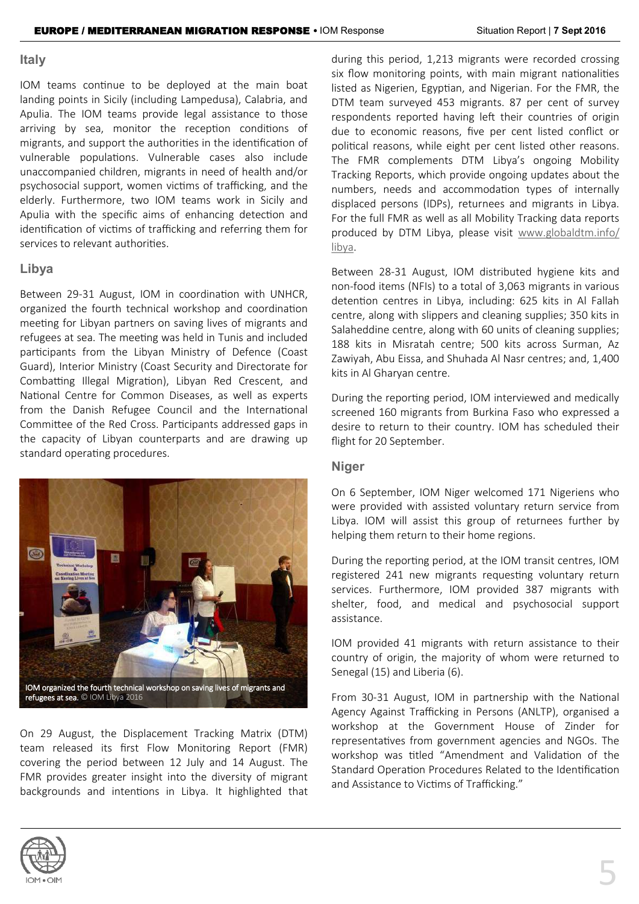## Italy

IOM teams continue to be deployed at the main boat landing points in Sicily (including Lampedusa), Calabria, and Apulia. The IOM teams provide legal assistance to those arriving by sea, monitor the reception conditions of migrants, and support the authorities in the identification of vulnerable populations. Vulnerable cases also include unaccompanied children, migrants in need of health and/or psychosocial support, women victims of trafficking, and the elderly. Furthermore, two IOM teams work in Sicily and Apulia with the specific aims of enhancing detection and identification of victims of trafficking and referring them for services to relevant authorities.

## Libya

Between 29-31 August, IOM in coordination with UNHCR, organized the fourth technical workshop and coordination meeting for Libyan partners on saving lives of migrants and refugees at sea. The meeting was held in Tunis and included participants from the Libyan Ministry of Defence (Coast Guard), Interior Ministry (Coast Security and Directorate for Combatting Illegal Migration), Libyan Red Crescent, and National Centre for Common Diseases, as well as experts from the Danish Refugee Council and the International Committee of the Red Cross. Participants addressed gaps in the capacity of Libyan counterparts and are drawing up standard operating procedures.

IOM organized the fourth technical workshop on saving lives of migrants and refugees at sea. © IOM Libya 2016

On 29 August, the Displacement Tracking Matrix (DTM) team released its first Flow Monitoring Report (FMR) covering the period between 12 July and 14 August. The FMR provides greater insight into the diversity of migrant backgrounds and intentions in Libya. It highlighted that during this period, 1,213 migrants were recorded crossing six flow monitoring points, with main migrant nationalities listed as Nigerien, Egyptian, and Nigerian. For the FMR, the DTM team surveyed 453 migrants. 87 per cent of survey respondents reported having left their countries of origin due to economic reasons, five per cent listed conflict or political reasons, while eight per cent listed other reasons. The FMR complements DTM Libya's ongoing Mobility Tracking Reports, which provide ongoing updates about the numbers, needs and accommodation types of internally displaced persons (IDPs), returnees and migrants in Libya. For the full FMR as well as all Mobility Tracking data reports produced by DTM Libya, please visit www.globaldtm.info/libya.

Between 28-31 August, IOM distributed hygiene kits and non-food items (NFIs) to a total of 3,063 migrants in various detention centres in Libya, including: 625 kits in Al Fallah centre, along with slippers and cleaning supplies; 350 kits in Salaheddine centre, along with 60 units of cleaning supplies; 188 kits in Misratah centre; 500 kits across Surman, Az Zawiyah, Abu Eissa, and Shuhada Al Nasr centres; and, 1,400 kits in Al Gharyan centre.

During the reporting period, IOM interviewed and medically screened 160 migrants from Burkina Faso who expressed a desire to return to their country. IOM has scheduled their flight for 20 September.

## Niger

On 6 September, IOM Niger welcomed 171 Nigeriens who were provided with assisted voluntary return service from Libya. IOM will assist this group of returnees further by helping them return to their home regions.

During the reporting period, at the IOM transit centres, IOM registered 241 new migrants requesting voluntary return services. Furthermore, IOM provided 387 migrants with shelter, food, and medical and psychosocial support assistance.

IOM provided 41 migrants with return assistance to their country of origin, the majority of whom were returned to Senegal (15) and Liberia (6).

From 30-31 August, IOM in partnership with the National Agency Against Trafficking in Persons (ANLTP), organised a workshop at the Government House of Zinder for representatives from government agencies and NGOs. The workshop was titled "Amendment and Validation of the Standard Operation Procedures Related to the Identification and Assistance to Victims of Trafficking."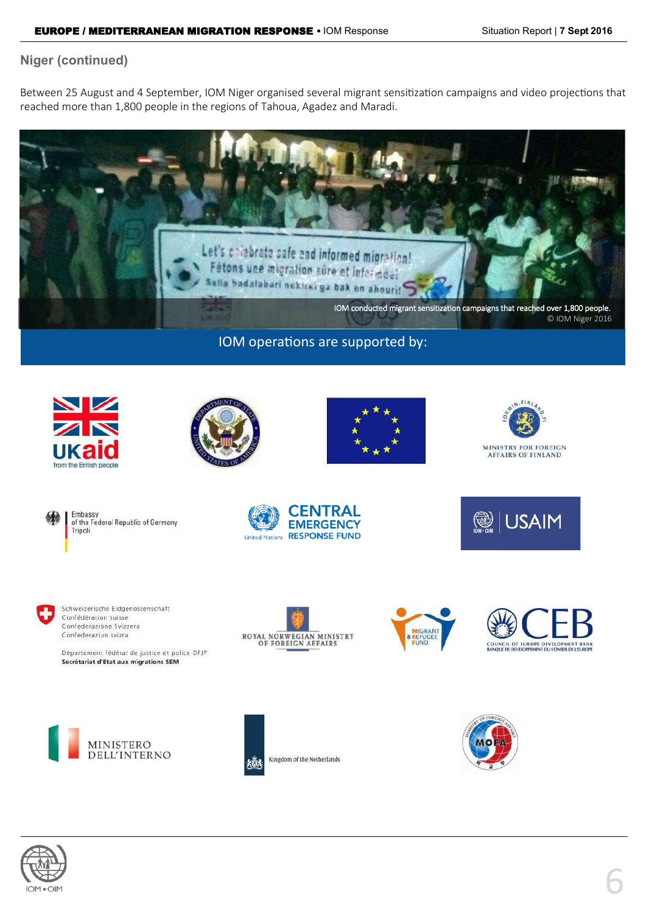## Niger (continued)

Between 25 August and 4 September, IOM Niger organised several migrant sensitization campaigns and video projections that reached more than 1,800 people in the regions of Tahoua, Agadez and Maradi.

IOM conducted migrant sensitization campaigns that reached over 1,800 people.
© IOM Niger 2016

IOM operations are supported by:

UKaid from the British people

Department of State, United States of America

Ministry for Foreign Affairs of Finland

Embassy of the Federal Republic of Germany Tripoli

United Nations Central Emergency Response Fund

IOM • OIM USAIM

Schweizerische Eidgenossenschaft
Confédération suisse
Confederazione Svizzera
Confederaziun svizra

Département fédéral de justice et police DFJP
Secrétariat d'Etat aux migrations SEM

Royal Norwegian Ministry of Foreign Affairs

Migrant & Refugee Fund

CEB Council of Europe Development Bank
Banque de Développement du Conseil de l'Europe

Ministero dell'Interno

Kingdom of the Netherlands

MOFA Ministry of Foreign Affairs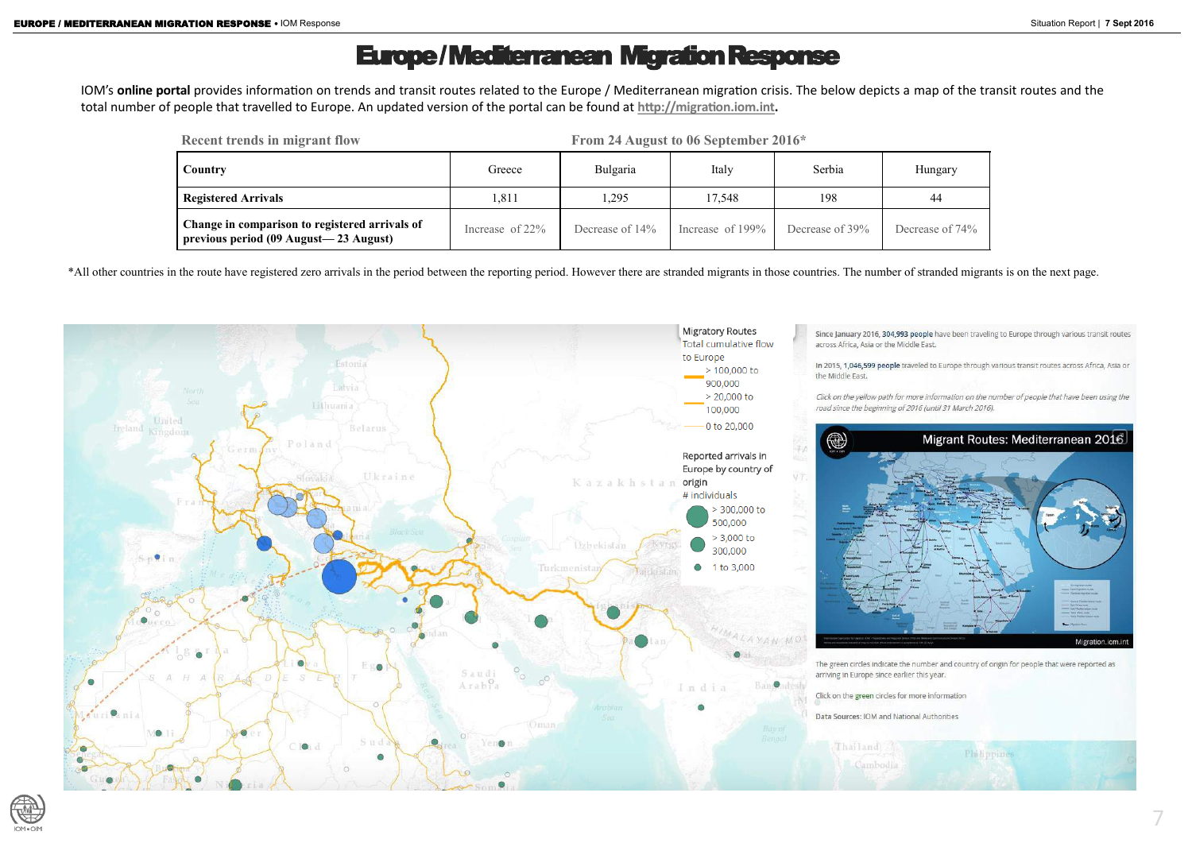# Europe / Mediterranean Migration Response

IOM's **online portal** provides information on trends and transit routes related to the Europe / Mediterranean migration crisis. The below depicts a map of the transit routes and the total number of people that travelled to Europe. An updated version of the portal can be found at http://migration.iom.int.

Recent trends in migrant flow — From 24 August to 06 September 2016*

| Country | Greece | Bulgaria | Italy | Serbia | Hungary |
|---|---|---|---|---|---|
| **Registered Arrivals** | 1,811 | 1,295 | 17,548 | 198 | 44 |
| **Change in comparison to registered arrivals of previous period (09 August— 23 August)** | Increase of 22% | Decrease of 14% | Increase of 199% | Decrease of 39% | Decrease of 74% |

*All other countries in the route have registered zero arrivals in the period between the reporting period. However there are stranded migrants in those countries. The number of stranded migrants is on the next page.

Migratory Routes
Total cumulative flow to Europe
- > 100,000 to 900,000
- > 20,000 to 100,000
- 0 to 20,000

Reported arrivals in Europe by country of origin
\# individuals
- > 300,000 to 500,000
- > 3,000 to 300,000
- 1 to 3,000

Since January 2016, 304,993 people have been traveling to Europe through various transit routes across Africa, Asia or the Middle East.

In 2015, 1,046,599 people traveled to Europe through various transit routes across Africa, Asia or the Middle East.

*Click on the yellow path for more information on the number of people that have been using the road since the beginning of 2016 (until 31 March 2016).*

Migrant Routes: Mediterranean 2016

The green circles indicate the number and country of origin for people that were reported as arriving in Europe since earlier this year.

Click on the green circles for more information

Data Sources: IOM and National Authorities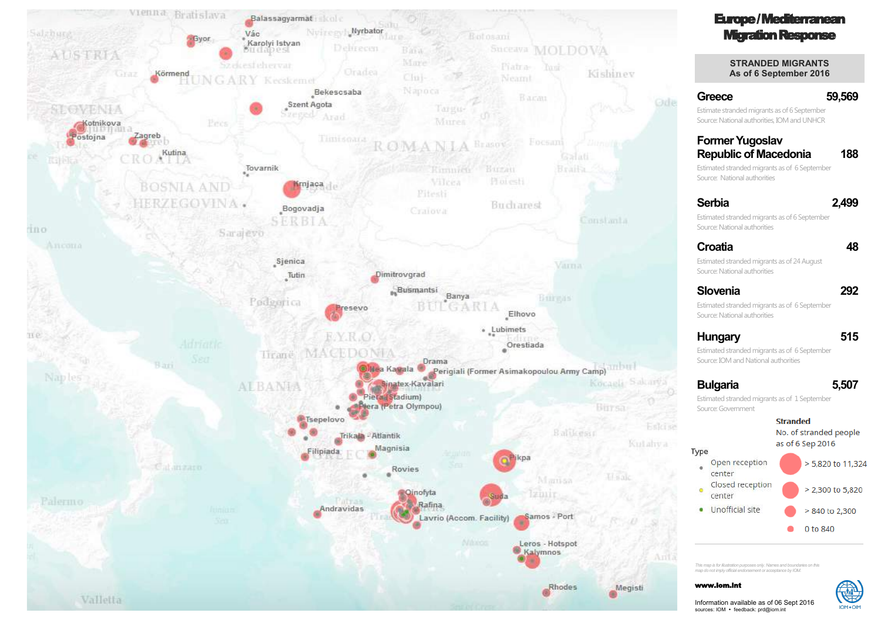# Europe / Mediterranean Migration Response

## STRANDED MIGRANTS
**As of 6 September 2016**

| Country | Stranded migrants |
|---|---|
| **Greece** | **59,569** |
| **Former Yugoslav Republic of Macedonia** | **188** |
| **Serbia** | **2,499** |
| **Croatia** | **48** |
| **Slovenia** | **292** |
| **Hungary** | **515** |
| **Bulgaria** | **5,507** |

**Greece** — 59,569
Estimate stranded migrants as of 6 September
Source: National authorities, IOM and UNHCR

**Former Yugoslav Republic of Macedonia** — 188
Estimated stranded migrants as of 6 September
Source: National authorities

**Serbia** — 2,499
Estimated stranded migrants as of 6 September
Source: National authorities

**Croatia** — 48
Estimated stranded migrants as of 24 August
Source: National authorities

**Slovenia** — 292
Estimated stranded migrants as of 6 September
Source: National authorities

**Hungary** — 515
Estimated stranded migrants as of 6 September
Source: IOM and National authorities

**Bulgaria** — 5,507
Estimated stranded migrants as of 1 September
Source: Government

Balassagyarmat
Vác
Karolyi Istvan
Nyrbator
Gyor
Körmend
Bekescsaba
Szent Agota
Kotnikova
Postojna
Zagreb
Kutina
Tovarnik
Krnjaca
Bogovadja
Sjenica
Tutin
Dimitrovgrad
Busmantsi
Banya
Elhovo
Lubimets
Orestiada
Presevo
Nea Kavala
Drama
Perigiali (Former Asimakopoulou Army Camp)
Sinatex-Kavalari
Pieria (Stadium)
Petra (Petra Olympou)
Tsepelovo
Trikala - Atlantik
Filipiada
Magnisia
Rovies
Pikpa
Oinofyta
Rafina
Andravidas
Lavrio (Accom. Facility)
Suda
Samos - Port
Leros - Hotspot
Kalymnos
Rhodes
Megisti

Type
- Open reception center
- Closed reception center
- Unofficial site

Stranded
No. of stranded people as of 6 Sep 2016
- > 5,820 to 11,324
- > 2,300 to 5,820
- > 840 to 2,300
- 0 to 840

This map is for illustration purposes only. Names and boundaries on this map do not imply official endorsement or acceptance by IOM.

www.iom.int

Information available as of 06 Sept 2016
sources: IOM • feedback: prd@iom.int